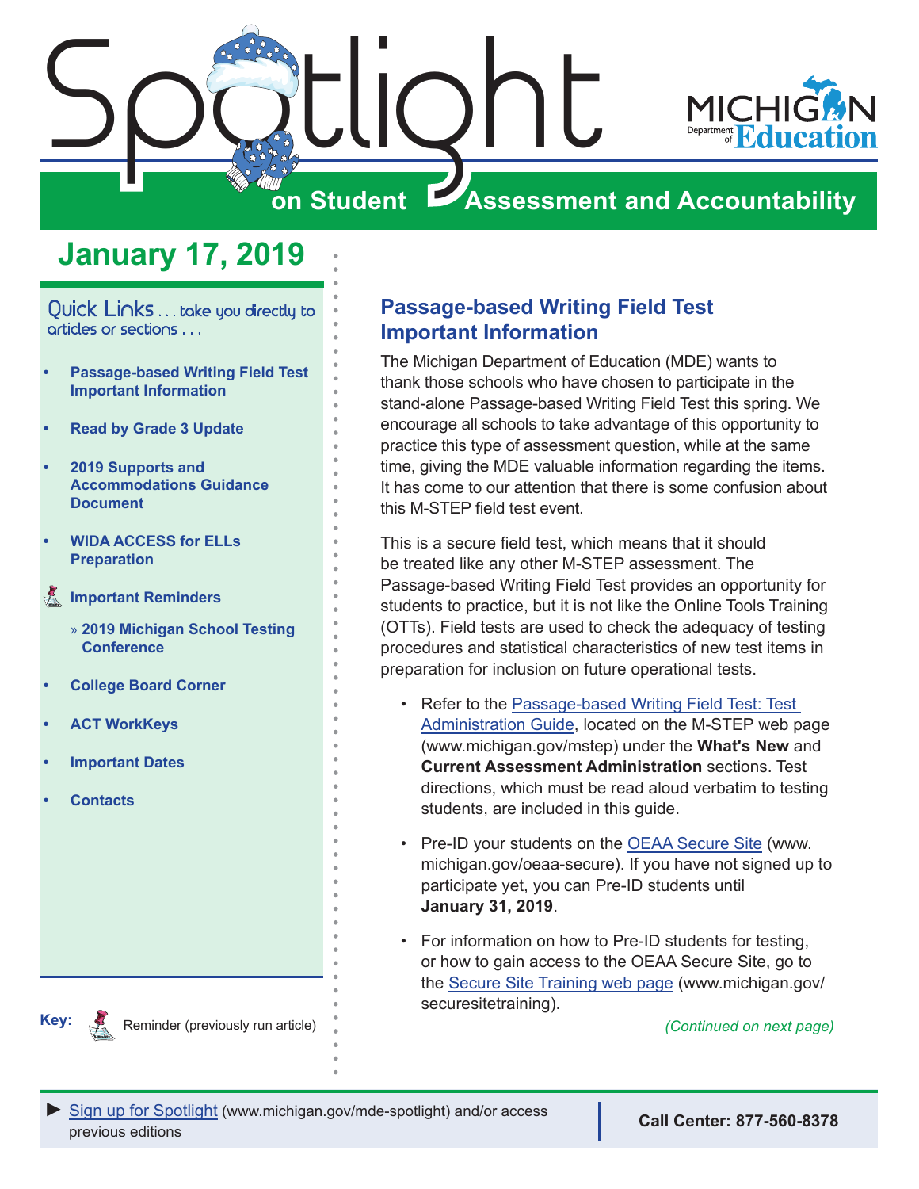# Spotlight on Student Assessment and Accountability

## January 17, 2019

Quick Links . . . take you directly to articles or sections . . .

- Passage-based Writing Field Test Important Information
- Read by Grade 3 Update
- 2019 Supports and Accommodations Guidance Document
- WIDA ACCESS for ELLs Preparation
- Important Reminders
  - » 2019 Michigan School Testing Conference
- College Board Corner
- ACT WorkKeys
- Important Dates
- Contacts

**Key:** Reminder (previously run article)

## Passage-based Writing Field Test Important Information

The Michigan Department of Education (MDE) wants to thank those schools who have chosen to participate in the stand-alone Passage-based Writing Field Test this spring. We encourage all schools to take advantage of this opportunity to practice this type of assessment question, while at the same time, giving the MDE valuable information regarding the items. It has come to our attention that there is some confusion about this M-STEP field test event.

This is a secure field test, which means that it should be treated like any other M-STEP assessment. The Passage-based Writing Field Test provides an opportunity for students to practice, but it is not like the Online Tools Training (OTTs). Field tests are used to check the adequacy of testing procedures and statistical characteristics of new test items in preparation for inclusion on future operational tests.

- Refer to the Passage-based Writing Field Test: Test Administration Guide, located on the M-STEP web page (www.michigan.gov/mstep) under the **What's New** and **Current Assessment Administration** sections. Test directions, which must be read aloud verbatim to testing students, are included in this guide.
- Pre-ID your students on the OEAA Secure Site (www.michigan.gov/oeaa-secure). If you have not signed up to participate yet, you can Pre-ID students until **January 31, 2019**.
- For information on how to Pre-ID students for testing, or how to gain access to the OEAA Secure Site, go to the Secure Site Training web page (www.michigan.gov/securesitetraining).

*(Continued on next page)*

► Sign up for Spotlight (www.michigan.gov/mde-spotlight) and/or access previous editions

**Call Center: 877-560-8378**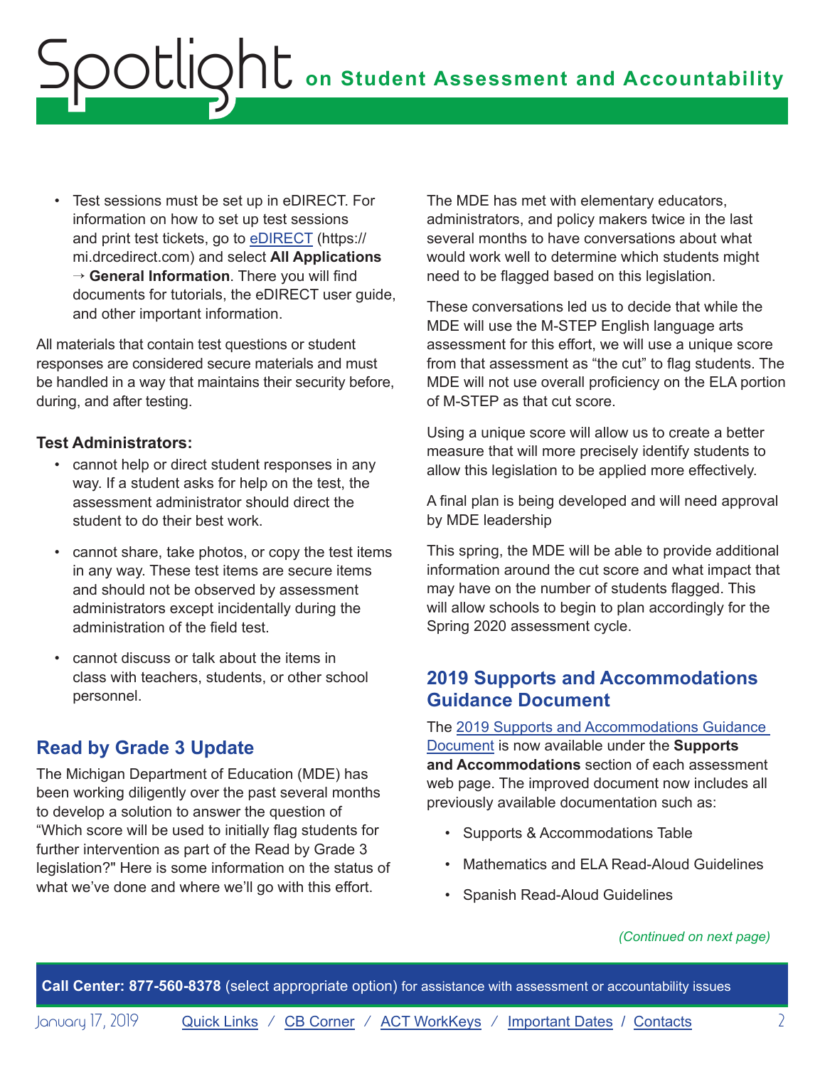- Test sessions must be set up in eDIRECT. For information on how to set up test sessions and print test tickets, go to eDIRECT (https://mi.drcedirect.com) and select **All Applications → General Information**. There you will find documents for tutorials, the eDIRECT user guide, and other important information.

All materials that contain test questions or student responses are considered secure materials and must be handled in a way that maintains their security before, during, and after testing.

**Test Administrators:**

- cannot help or direct student responses in any way. If a student asks for help on the test, the assessment administrator should direct the student to do their best work.
- cannot share, take photos, or copy the test items in any way. These test items are secure items and should not be observed by assessment administrators except incidentally during the administration of the field test.
- cannot discuss or talk about the items in class with teachers, students, or other school personnel.

## Read by Grade 3 Update

The Michigan Department of Education (MDE) has been working diligently over the past several months to develop a solution to answer the question of "Which score will be used to initially flag students for further intervention as part of the Read by Grade 3 legislation?" Here is some information on the status of what we've done and where we'll go with this effort.

The MDE has met with elementary educators, administrators, and policy makers twice in the last several months to have conversations about what would work well to determine which students might need to be flagged based on this legislation.

These conversations led us to decide that while the MDE will use the M-STEP English language arts assessment for this effort, we will use a unique score from that assessment as "the cut" to flag students. The MDE will not use overall proficiency on the ELA portion of M-STEP as that cut score.

Using a unique score will allow us to create a better measure that will more precisely identify students to allow this legislation to be applied more effectively.

A final plan is being developed and will need approval by MDE leadership

This spring, the MDE will be able to provide additional information around the cut score and what impact that may have on the number of students flagged. This will allow schools to begin to plan accordingly for the Spring 2020 assessment cycle.

## 2019 Supports and Accommodations Guidance Document

The 2019 Supports and Accommodations Guidance Document is now available under the **Supports and Accommodations** section of each assessment web page. The improved document now includes all previously available documentation such as:

- Supports & Accommodations Table
- Mathematics and ELA Read-Aloud Guidelines
- Spanish Read-Aloud Guidelines

*(Continued on next page)*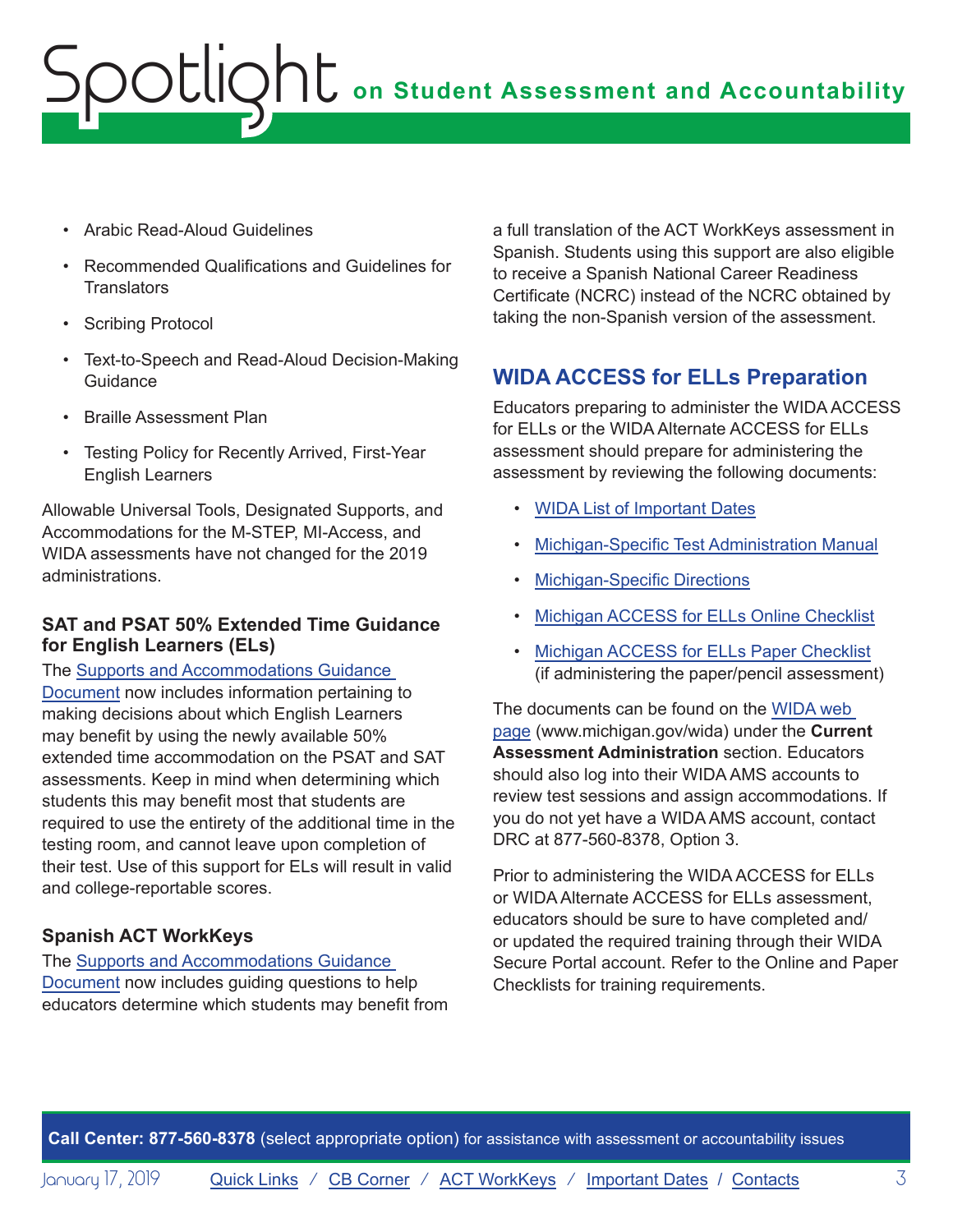- Arabic Read-Aloud Guidelines
- Recommended Qualifications and Guidelines for Translators
- Scribing Protocol
- Text-to-Speech and Read-Aloud Decision-Making Guidance
- Braille Assessment Plan
- Testing Policy for Recently Arrived, First-Year English Learners

Allowable Universal Tools, Designated Supports, and Accommodations for the M-STEP, MI-Access, and WIDA assessments have not changed for the 2019 administrations.

### SAT and PSAT 50% Extended Time Guidance for English Learners (ELs)

The [Supports and Accommodations Guidance Document](#) now includes information pertaining to making decisions about which English Learners may benefit by using the newly available 50% extended time accommodation on the PSAT and SAT assessments. Keep in mind when determining which students this may benefit most that students are required to use the entirety of the additional time in the testing room, and cannot leave upon completion of their test. Use of this support for ELs will result in valid and college-reportable scores.

### Spanish ACT WorkKeys

The [Supports and Accommodations Guidance Document](#) now includes guiding questions to help educators determine which students may benefit from a full translation of the ACT WorkKeys assessment in Spanish. Students using this support are also eligible to receive a Spanish National Career Readiness Certificate (NCRC) instead of the NCRC obtained by taking the non-Spanish version of the assessment.

## WIDA ACCESS for ELLs Preparation

Educators preparing to administer the WIDA ACCESS for ELLs or the WIDA Alternate ACCESS for ELLs assessment should prepare for administering the assessment by reviewing the following documents:

- [WIDA List of Important Dates](#)
- [Michigan-Specific Test Administration Manual](#)
- [Michigan-Specific Directions](#)
- [Michigan ACCESS for ELLs Online Checklist](#)
- [Michigan ACCESS for ELLs Paper Checklist](#) (if administering the paper/pencil assessment)

The documents can be found on the [WIDA web page](#) (www.michigan.gov/wida) under the **Current Assessment Administration** section. Educators should also log into their WIDA AMS accounts to review test sessions and assign accommodations. If you do not yet have a WIDA AMS account, contact DRC at 877-560-8378, Option 3.

Prior to administering the WIDA ACCESS for ELLs or WIDA Alternate ACCESS for ELLs assessment, educators should be sure to have completed and/or updated the required training through their WIDA Secure Portal account. Refer to the Online and Paper Checklists for training requirements.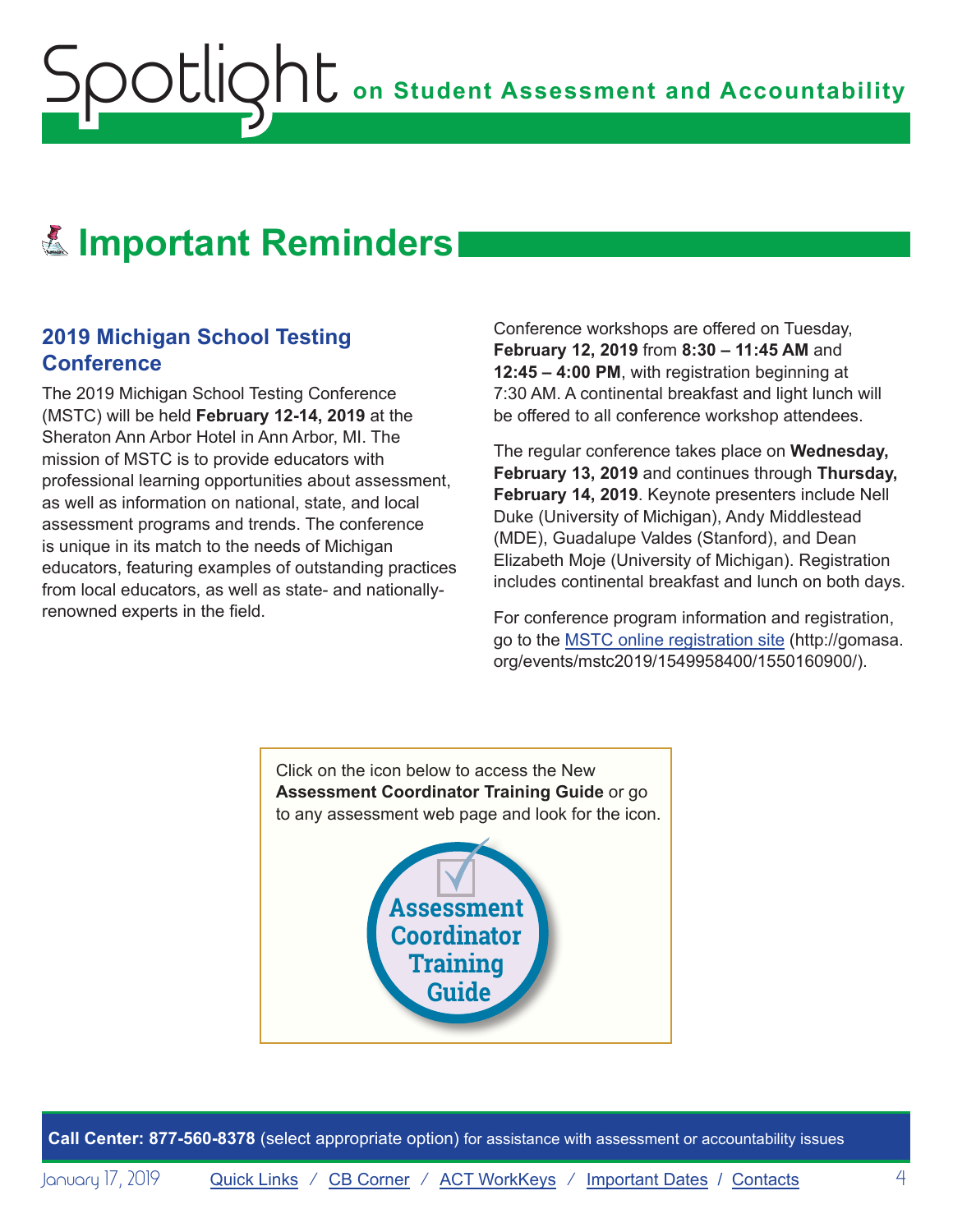# Important Reminders

## 2019 Michigan School Testing Conference

The 2019 Michigan School Testing Conference (MSTC) will be held **February 12-14, 2019** at the Sheraton Ann Arbor Hotel in Ann Arbor, MI. The mission of MSTC is to provide educators with professional learning opportunities about assessment, as well as information on national, state, and local assessment programs and trends. The conference is unique in its match to the needs of Michigan educators, featuring examples of outstanding practices from local educators, as well as state- and nationally-renowned experts in the field.

Conference workshops are offered on Tuesday, **February 12, 2019** from **8:30 – 11:45 AM** and **12:45 – 4:00 PM**, with registration beginning at 7:30 AM. A continental breakfast and light lunch will be offered to all conference workshop attendees.

The regular conference takes place on **Wednesday, February 13, 2019** and continues through **Thursday, February 14, 2019**. Keynote presenters include Nell Duke (University of Michigan), Andy Middlestead (MDE), Guadalupe Valdes (Stanford), and Dean Elizabeth Moje (University of Michigan). Registration includes continental breakfast and lunch on both days.

For conference program information and registration, go to the MSTC online registration site (http://gomasa.org/events/mstc2019/1549958400/1550160900/).

Click on the icon below to access the New **Assessment Coordinator Training Guide** or go to any assessment web page and look for the icon.

Assessment Coordinator Training Guide

**Call Center: 877-560-8378** (select appropriate option) for assistance with assessment or accountability issues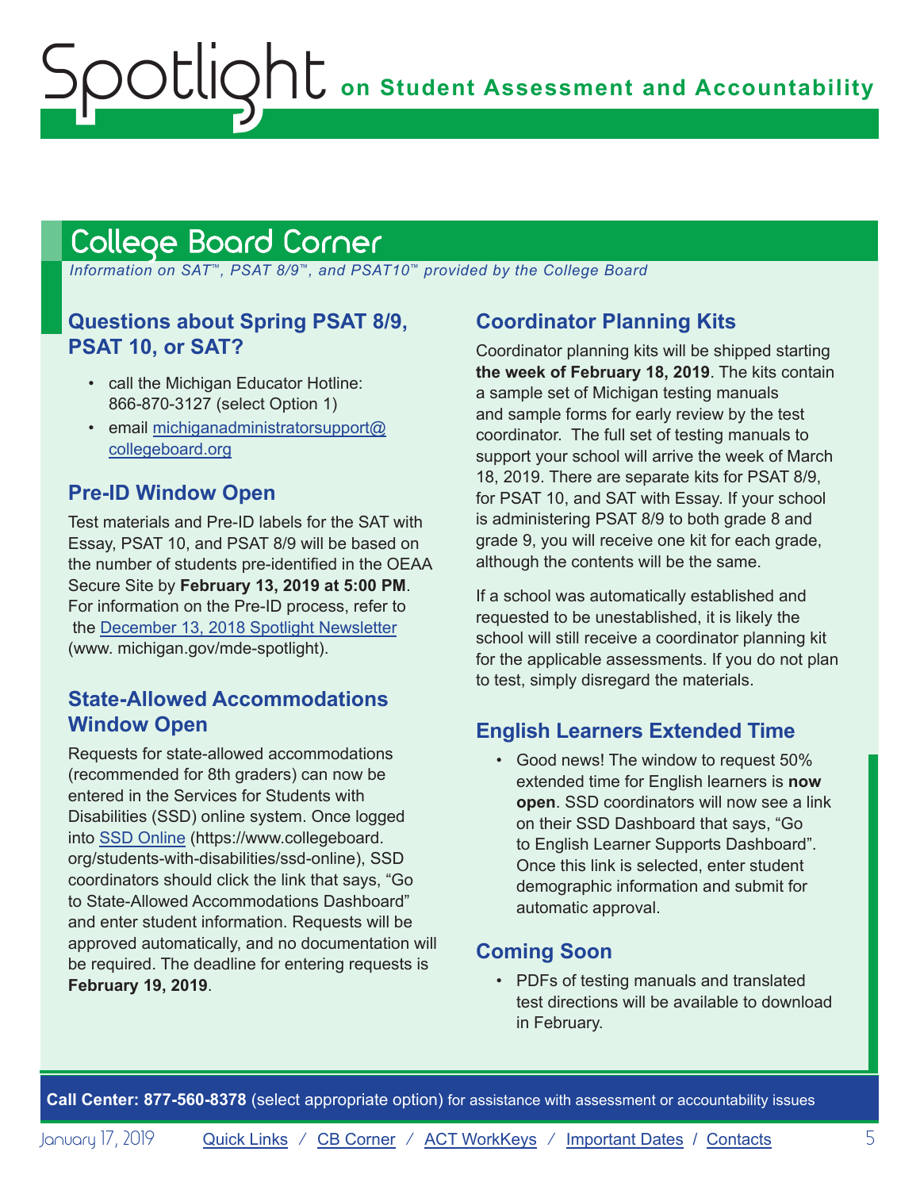## College Board Corner

*Information on SAT™, PSAT 8/9™, and PSAT10™ provided by the College Board*

### Questions about Spring PSAT 8/9, PSAT 10, or SAT?

- call the Michigan Educator Hotline: 866-870-3127 (select Option 1)
- email michiganadministratorsupport@collegeboard.org

### Pre-ID Window Open

Test materials and Pre-ID labels for the SAT with Essay, PSAT 10, and PSAT 8/9 will be based on the number of students pre-identified in the OEAA Secure Site by **February 13, 2019 at 5:00 PM**. For information on the Pre-ID process, refer to the December 13, 2018 Spotlight Newsletter (www. michigan.gov/mde-spotlight).

### State-Allowed Accommodations Window Open

Requests for state-allowed accommodations (recommended for 8th graders) can now be entered in the Services for Students with Disabilities (SSD) online system. Once logged into SSD Online (https://www.collegeboard.org/students-with-disabilities/ssd-online), SSD coordinators should click the link that says, "Go to State-Allowed Accommodations Dashboard" and enter student information. Requests will be approved automatically, and no documentation will be required. The deadline for entering requests is **February 19, 2019**.

### Coordinator Planning Kits

Coordinator planning kits will be shipped starting **the week of February 18, 2019**. The kits contain a sample set of Michigan testing manuals and sample forms for early review by the test coordinator. The full set of testing manuals to support your school will arrive the week of March 18, 2019. There are separate kits for PSAT 8/9, for PSAT 10, and SAT with Essay. If your school is administering PSAT 8/9 to both grade 8 and grade 9, you will receive one kit for each grade, although the contents will be the same.

If a school was automatically established and requested to be unestablished, it is likely the school will still receive a coordinator planning kit for the applicable assessments. If you do not plan to test, simply disregard the materials.

### English Learners Extended Time

- Good news! The window to request 50% extended time for English learners is **now open**. SSD coordinators will now see a link on their SSD Dashboard that says, "Go to English Learner Supports Dashboard". Once this link is selected, enter student demographic information and submit for automatic approval.

### Coming Soon

- PDFs of testing manuals and translated test directions will be available to download in February.

**Call Center: 877-560-8378** (select appropriate option) for assistance with assessment or accountability issues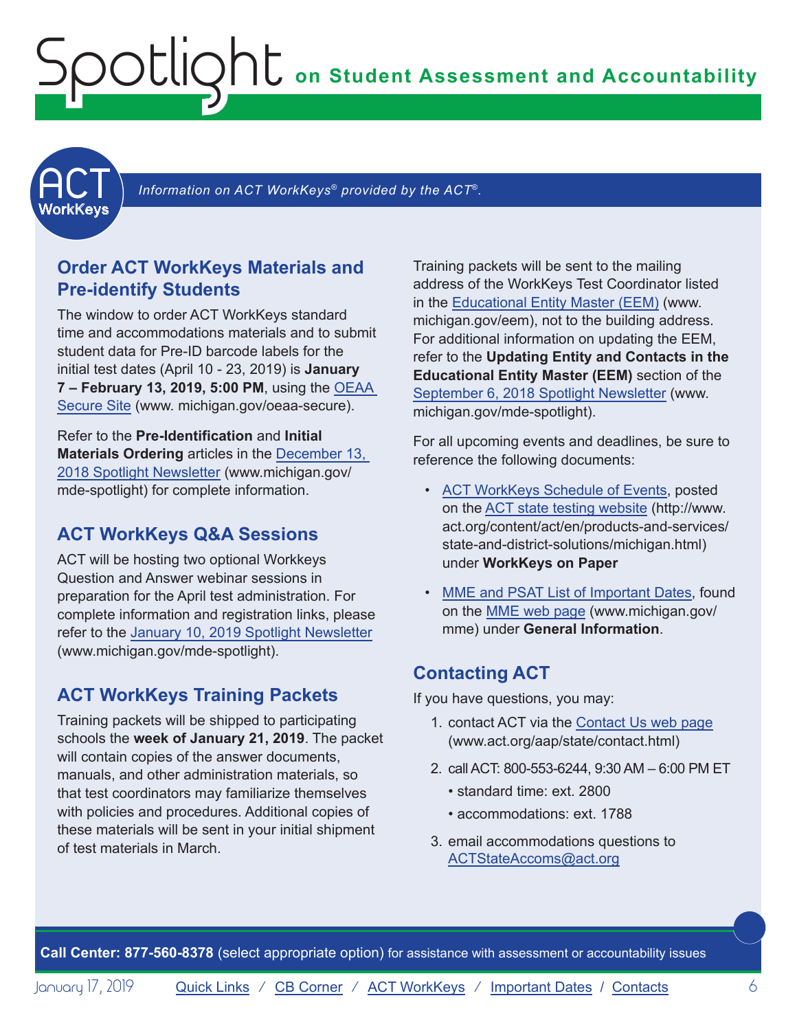*Information on ACT WorkKeys® provided by the ACT®.*

## Order ACT WorkKeys Materials and Pre-identify Students

The window to order ACT WorkKeys standard time and accommodations materials and to submit student data for Pre-ID barcode labels for the initial test dates (April 10 - 23, 2019) is **January 7 – February 13, 2019, 5:00 PM**, using the OEAA Secure Site (www. michigan.gov/oeaa-secure).

Refer to the **Pre-Identification** and **Initial Materials Ordering** articles in the December 13, 2018 Spotlight Newsletter (www.michigan.gov/ mde-spotlight) for complete information.

## ACT WorkKeys Q&A Sessions

ACT will be hosting two optional Workkeys Question and Answer webinar sessions in preparation for the April test administration. For complete information and registration links, please refer to the January 10, 2019 Spotlight Newsletter (www.michigan.gov/mde-spotlight).

## ACT WorkKeys Training Packets

Training packets will be shipped to participating schools the **week of January 21, 2019**. The packet will contain copies of the answer documents, manuals, and other administration materials, so that test coordinators may familiarize themselves with policies and procedures. Additional copies of these materials will be sent in your initial shipment of test materials in March.

Training packets will be sent to the mailing address of the WorkKeys Test Coordinator listed in the Educational Entity Master (EEM) (www. michigan.gov/eem), not to the building address. For additional information on updating the EEM, refer to the **Updating Entity and Contacts in the Educational Entity Master (EEM)** section of the September 6, 2018 Spotlight Newsletter (www. michigan.gov/mde-spotlight).

For all upcoming events and deadlines, be sure to reference the following documents:

- ACT WorkKeys Schedule of Events, posted on the ACT state testing website (http://www. act.org/content/act/en/products-and-services/ state-and-district-solutions/michigan.html) under **WorkKeys on Paper**
- MME and PSAT List of Important Dates, found on the MME web page (www.michigan.gov/ mme) under **General Information**.

## Contacting ACT

If you have questions, you may:

1. contact ACT via the Contact Us web page (www.act.org/aap/state/contact.html)
2. call ACT: 800-553-6244, 9:30 AM – 6:00 PM ET
   - standard time: ext. 2800
   - accommodations: ext. 1788
3. email accommodations questions to ACTStateAccoms@act.org

**Call Center: 877-560-8378** (select appropriate option) for assistance with assessment or accountability issues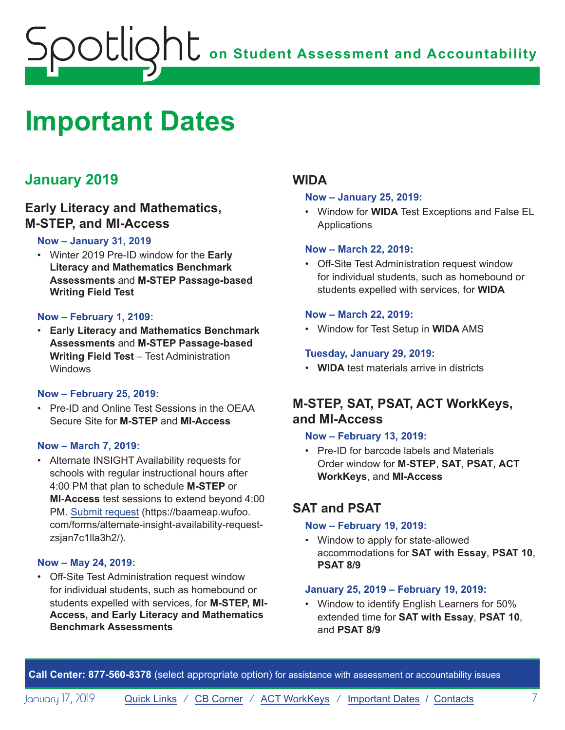# Important Dates

## January 2019

### Early Literacy and Mathematics, M-STEP, and MI-Access

**Now – January 31, 2019**

- Winter 2019 Pre-ID window for the **Early Literacy and Mathematics Benchmark Assessments** and **M-STEP Passage-based Writing Field Test**

**Now – February 1, 2109:**

- **Early Literacy and Mathematics Benchmark Assessments** and **M-STEP Passage-based Writing Field Test** – Test Administration Windows

**Now – February 25, 2019:**

- Pre-ID and Online Test Sessions in the OEAA Secure Site for **M-STEP** and **MI-Access**

**Now – March 7, 2019:**

- Alternate INSIGHT Availability requests for schools with regular instructional hours after 4:00 PM that plan to schedule **M-STEP** or **MI-Access** test sessions to extend beyond 4:00 PM. [Submit request](https://baameap.wufoo.com/forms/alternate-insight-availability-request-zsjan7c1lla3h2/) (https://baameap.wufoo.com/forms/alternate-insight-availability-request-zsjan7c1lla3h2/).

**Now – May 24, 2019:**

- Off-Site Test Administration request window for individual students, such as homebound or students expelled with services, for **M-STEP, MI-Access, and Early Literacy and Mathematics Benchmark Assessments**

### WIDA

**Now – January 25, 2019:**

- Window for **WIDA** Test Exceptions and False EL Applications

**Now – March 22, 2019:**

- Off-Site Test Administration request window for individual students, such as homebound or students expelled with services, for **WIDA**

**Now – March 22, 2019:**

- Window for Test Setup in **WIDA** AMS

**Tuesday, January 29, 2019:**

- **WIDA** test materials arrive in districts

### M-STEP, SAT, PSAT, ACT WorkKeys, and MI-Access

**Now – February 13, 2019:**

- Pre-ID for barcode labels and Materials Order window for **M-STEP**, **SAT**, **PSAT**, **ACT WorkKeys**, and **MI-Access**

### SAT and PSAT

**Now – February 19, 2019:**

- Window to apply for state-allowed accommodations for **SAT with Essay**, **PSAT 10**, **PSAT 8/9**

**January 25, 2019 – February 19, 2019:**

- Window to identify English Learners for 50% extended time for **SAT with Essay**, **PSAT 10**, and **PSAT 8/9**

**Call Center: 877-560-8378** (select appropriate option) for assistance with assessment or accountability issues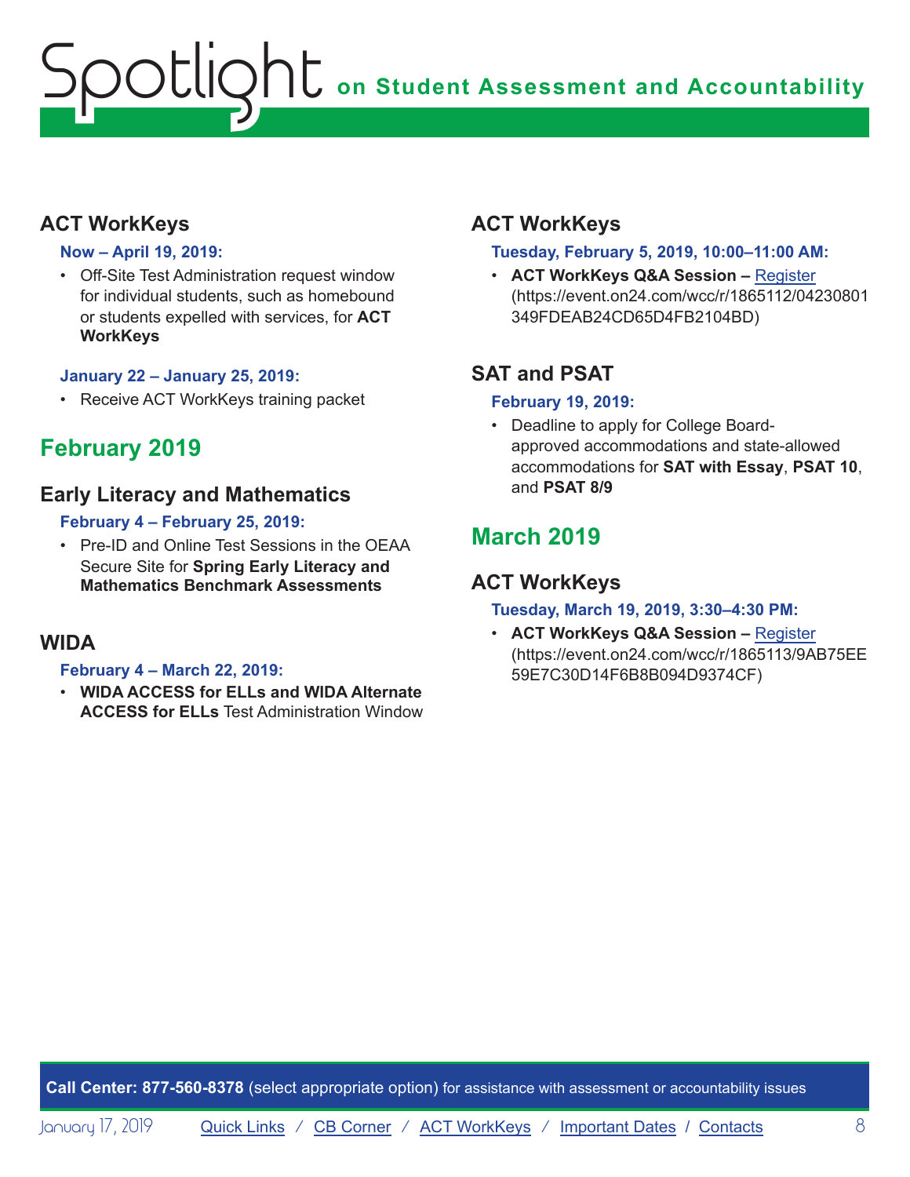## ACT WorkKeys

**Now – April 19, 2019:**

- Off-Site Test Administration request window for individual students, such as homebound or students expelled with services, for **ACT WorkKeys**

**January 22 – January 25, 2019:**

- Receive ACT WorkKeys training packet

# February 2019

## Early Literacy and Mathematics

**February 4 – February 25, 2019:**

- Pre-ID and Online Test Sessions in the OEAA Secure Site for **Spring Early Literacy and Mathematics Benchmark Assessments**

## WIDA

**February 4 – March 22, 2019:**

- **WIDA ACCESS for ELLs and WIDA Alternate ACCESS for ELLs** Test Administration Window

## ACT WorkKeys

**Tuesday, February 5, 2019, 10:00–11:00 AM:**

- **ACT WorkKeys Q&A Session –** Register (https://event.on24.com/wcc/r/1865112/04230801349FDEAB24CD65D4FB2104BD)

## SAT and PSAT

**February 19, 2019:**

- Deadline to apply for College Board-approved accommodations and state-allowed accommodations for **SAT with Essay**, **PSAT 10**, and **PSAT 8/9**

# March 2019

## ACT WorkKeys

**Tuesday, March 19, 2019, 3:30–4:30 PM:**

- **ACT WorkKeys Q&A Session –** Register (https://event.on24.com/wcc/r/1865113/9AB75EE59E7C30D14F6B8B094D9374CF)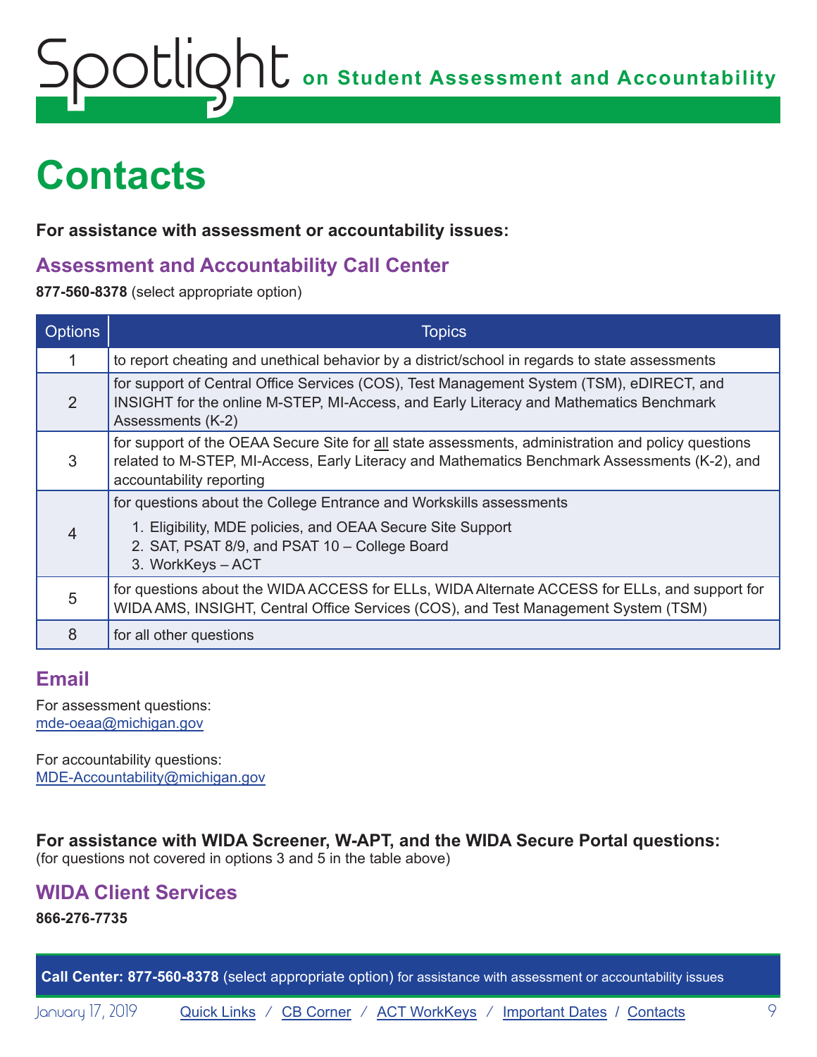# Contacts

**For assistance with assessment or accountability issues:**

## Assessment and Accountability Call Center

**877-560-8378** (select appropriate option)

| Options | Topics |
|---|---|
| 1 | to report cheating and unethical behavior by a district/school in regards to state assessments |
| 2 | for support of Central Office Services (COS), Test Management System (TSM), eDIRECT, and INSIGHT for the online M-STEP, MI-Access, and Early Literacy and Mathematics Benchmark Assessments (K-2) |
| 3 | for support of the OEAA Secure Site for all state assessments, administration and policy questions related to M-STEP, MI-Access, Early Literacy and Mathematics Benchmark Assessments (K-2), and accountability reporting |
| 4 | for questions about the College Entrance and Workskills assessments<br>1. Eligibility, MDE policies, and OEAA Secure Site Support<br>2. SAT, PSAT 8/9, and PSAT 10 – College Board<br>3. WorkKeys – ACT |
| 5 | for questions about the WIDA ACCESS for ELLs, WIDA Alternate ACCESS for ELLs, and support for WIDA AMS, INSIGHT, Central Office Services (COS), and Test Management System (TSM) |
| 8 | for all other questions |

## Email

For assessment questions:
mde-oeaa@michigan.gov

For accountability questions:
MDE-Accountability@michigan.gov

**For assistance with WIDA Screener, W-APT, and the WIDA Secure Portal questions:**
(for questions not covered in options 3 and 5 in the table above)

## WIDA Client Services

**866-276-7735**

**Call Center: 877-560-8378** (select appropriate option) for assistance with assessment or accountability issues